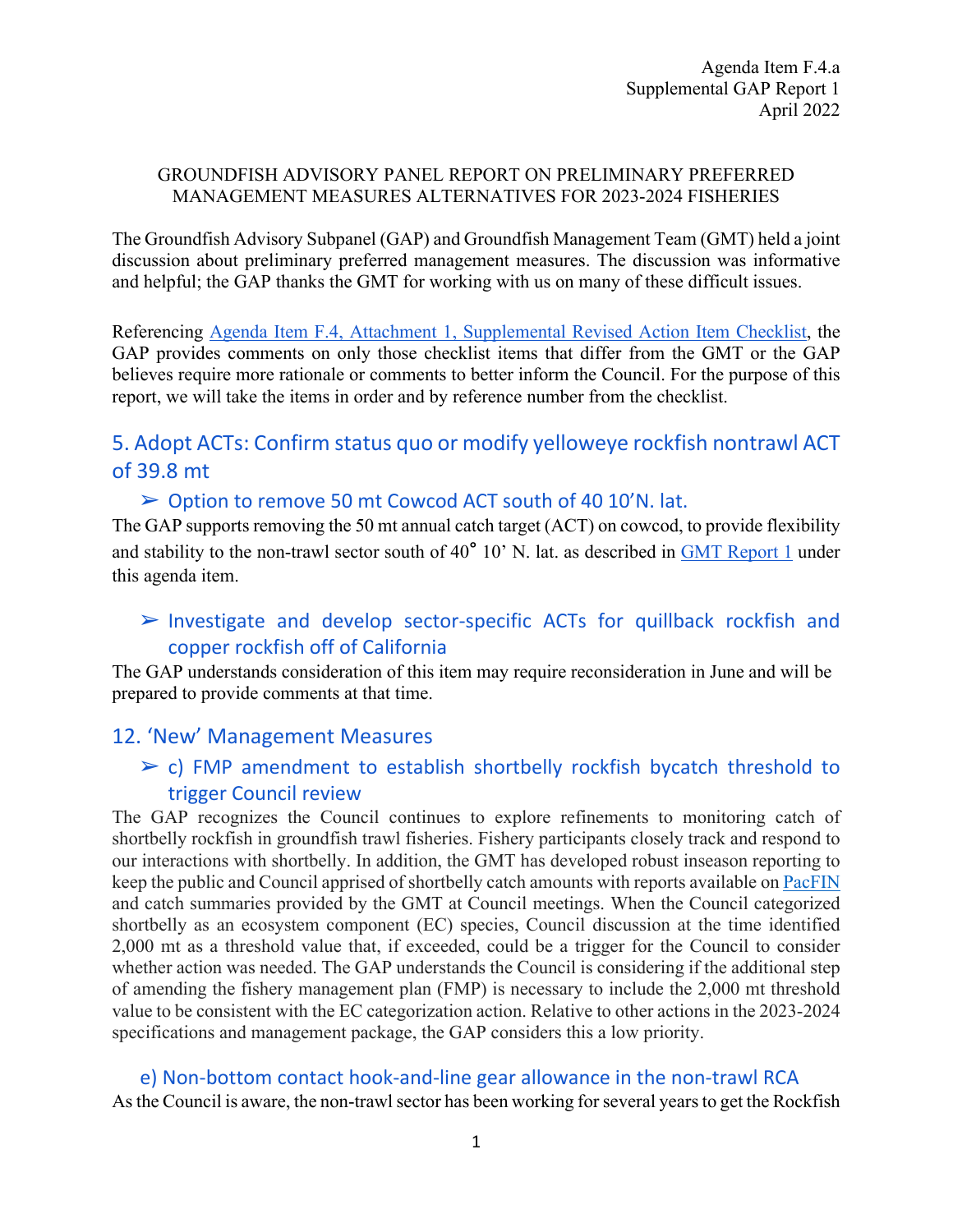Agenda Item F.4.a
Supplemental GAP Report 1
April 2022

GROUNDFISH ADVISORY PANEL REPORT ON PRELIMINARY PREFERRED MANAGEMENT MEASURES ALTERNATIVES FOR 2023-2024 FISHERIES

The Groundfish Advisory Subpanel (GAP) and Groundfish Management Team (GMT) held a joint discussion about preliminary preferred management measures. The discussion was informative and helpful; the GAP thanks the GMT for working with us on many of these difficult issues.

Referencing Agenda Item F.4, Attachment 1, Supplemental Revised Action Item Checklist, the GAP provides comments on only those checklist items that differ from the GMT or the GAP believes require more rationale or comments to better inform the Council. For the purpose of this report, we will take the items in order and by reference number from the checklist.

## 5. Adopt ACTs: Confirm status quo or modify yelloweye rockfish nontrawl ACT of 39.8 mt

### ➢ Option to remove 50 mt Cowcod ACT south of 40 10'N. lat.

The GAP supports removing the 50 mt annual catch target (ACT) on cowcod, to provide flexibility and stability to the non-trawl sector south of 40° 10' N. lat. as described in GMT Report 1 under this agenda item.

### ➢ Investigate and develop sector-specific ACTs for quillback rockfish and copper rockfish off of California

The GAP understands consideration of this item may require reconsideration in June and will be prepared to provide comments at that time.

## 12. 'New' Management Measures

### ➢ c) FMP amendment to establish shortbelly rockfish bycatch threshold to trigger Council review

The GAP recognizes the Council continues to explore refinements to monitoring catch of shortbelly rockfish in groundfish trawl fisheries. Fishery participants closely track and respond to our interactions with shortbelly. In addition, the GMT has developed robust inseason reporting to keep the public and Council apprised of shortbelly catch amounts with reports available on PacFIN and catch summaries provided by the GMT at Council meetings. When the Council categorized shortbelly as an ecosystem component (EC) species, Council discussion at the time identified 2,000 mt as a threshold value that, if exceeded, could be a trigger for the Council to consider whether action was needed. The GAP understands the Council is considering if the additional step of amending the fishery management plan (FMP) is necessary to include the 2,000 mt threshold value to be consistent with the EC categorization action. Relative to other actions in the 2023-2024 specifications and management package, the GAP considers this a low priority.

### e) Non-bottom contact hook-and-line gear allowance in the non-trawl RCA

As the Council is aware, the non-trawl sector has been working for several years to get the Rockfish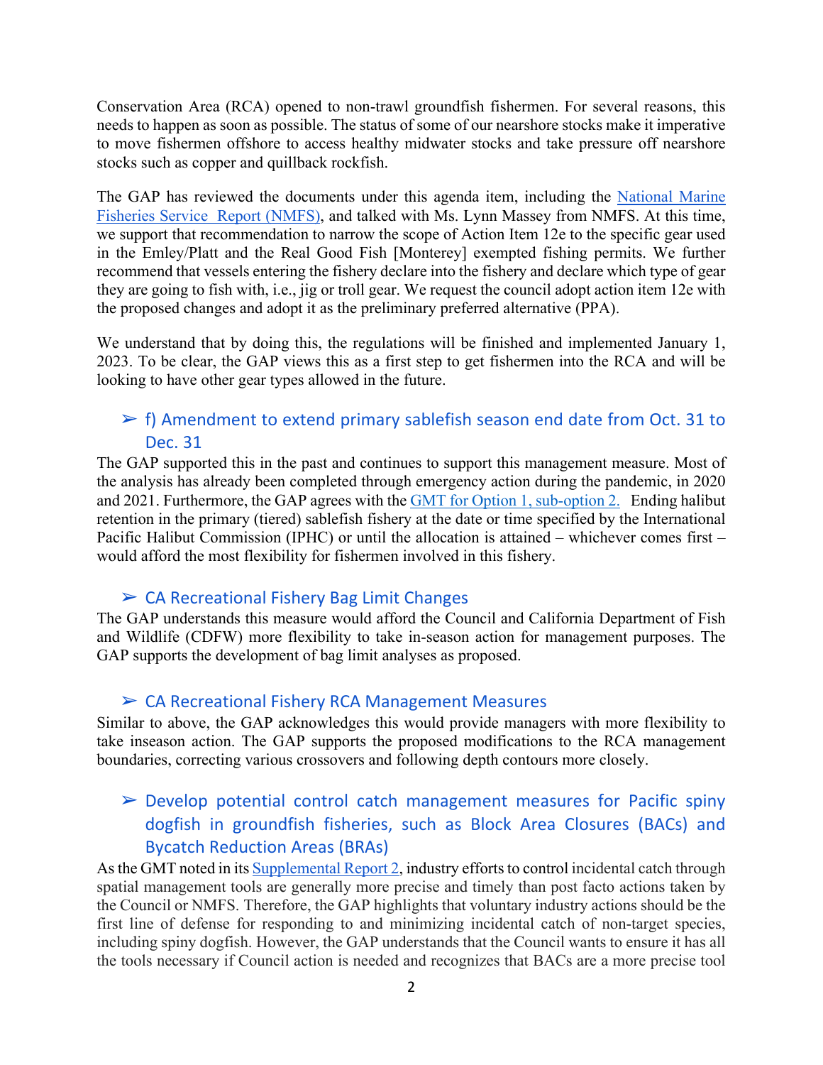Conservation Area (RCA) opened to non-trawl groundfish fishermen. For several reasons, this needs to happen as soon as possible. The status of some of our nearshore stocks make it imperative to move fishermen offshore to access healthy midwater stocks and take pressure off nearshore stocks such as copper and quillback rockfish.

The GAP has reviewed the documents under this agenda item, including the National Marine Fisheries Service Report (NMFS), and talked with Ms. Lynn Massey from NMFS. At this time, we support that recommendation to narrow the scope of Action Item 12e to the specific gear used in the Emley/Platt and the Real Good Fish [Monterey] exempted fishing permits. We further recommend that vessels entering the fishery declare into the fishery and declare which type of gear they are going to fish with, i.e., jig or troll gear. We request the council adopt action item 12e with the proposed changes and adopt it as the preliminary preferred alternative (PPA).

We understand that by doing this, the regulations will be finished and implemented January 1, 2023. To be clear, the GAP views this as a first step to get fishermen into the RCA and will be looking to have other gear types allowed in the future.

### ➢ f) Amendment to extend primary sablefish season end date from Oct. 31 to Dec. 31

The GAP supported this in the past and continues to support this management measure. Most of the analysis has already been completed through emergency action during the pandemic, in 2020 and 2021. Furthermore, the GAP agrees with the GMT for Option 1, sub-option 2. Ending halibut retention in the primary (tiered) sablefish fishery at the date or time specified by the International Pacific Halibut Commission (IPHC) or until the allocation is attained – whichever comes first – would afford the most flexibility for fishermen involved in this fishery.

### ➢ CA Recreational Fishery Bag Limit Changes

The GAP understands this measure would afford the Council and California Department of Fish and Wildlife (CDFW) more flexibility to take in-season action for management purposes. The GAP supports the development of bag limit analyses as proposed.

### ➢ CA Recreational Fishery RCA Management Measures

Similar to above, the GAP acknowledges this would provide managers with more flexibility to take inseason action. The GAP supports the proposed modifications to the RCA management boundaries, correcting various crossovers and following depth contours more closely.

### ➢ Develop potential control catch management measures for Pacific spiny dogfish in groundfish fisheries, such as Block Area Closures (BACs) and Bycatch Reduction Areas (BRAs)

As the GMT noted in its Supplemental Report 2, industry efforts to control incidental catch through spatial management tools are generally more precise and timely than post facto actions taken by the Council or NMFS. Therefore, the GAP highlights that voluntary industry actions should be the first line of defense for responding to and minimizing incidental catch of non-target species, including spiny dogfish. However, the GAP understands that the Council wants to ensure it has all the tools necessary if Council action is needed and recognizes that BACs are a more precise tool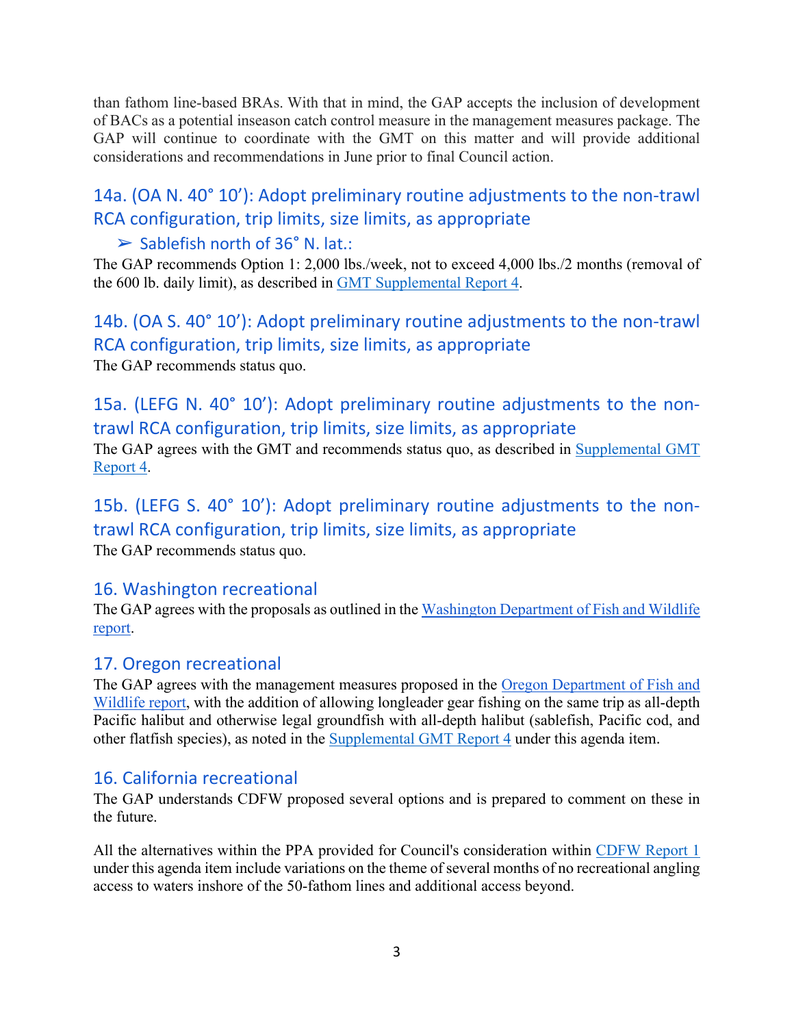than fathom line-based BRAs. With that in mind, the GAP accepts the inclusion of development of BACs as a potential inseason catch control measure in the management measures package. The GAP will continue to coordinate with the GMT on this matter and will provide additional considerations and recommendations in June prior to final Council action.

## 14a. (OA N. 40° 10'): Adopt preliminary routine adjustments to the non-trawl RCA configuration, trip limits, size limits, as appropriate

### ➢ Sablefish north of 36° N. lat.:

The GAP recommends Option 1: 2,000 lbs./week, not to exceed 4,000 lbs./2 months (removal of the 600 lb. daily limit), as described in GMT Supplemental Report 4.

## 14b. (OA S. 40° 10'): Adopt preliminary routine adjustments to the non-trawl RCA configuration, trip limits, size limits, as appropriate

The GAP recommends status quo.

## 15a. (LEFG N. 40° 10'): Adopt preliminary routine adjustments to the non-trawl RCA configuration, trip limits, size limits, as appropriate

The GAP agrees with the GMT and recommends status quo, as described in Supplemental GMT Report 4.

## 15b. (LEFG S. 40° 10'): Adopt preliminary routine adjustments to the non-trawl RCA configuration, trip limits, size limits, as appropriate

The GAP recommends status quo.

## 16. Washington recreational

The GAP agrees with the proposals as outlined in the Washington Department of Fish and Wildlife report.

## 17. Oregon recreational

The GAP agrees with the management measures proposed in the Oregon Department of Fish and Wildlife report, with the addition of allowing longleader gear fishing on the same trip as all-depth Pacific halibut and otherwise legal groundfish with all-depth halibut (sablefish, Pacific cod, and other flatfish species), as noted in the Supplemental GMT Report 4 under this agenda item.

## 16. California recreational

The GAP understands CDFW proposed several options and is prepared to comment on these in the future.

All the alternatives within the PPA provided for Council's consideration within CDFW Report 1 under this agenda item include variations on the theme of several months of no recreational angling access to waters inshore of the 50-fathom lines and additional access beyond.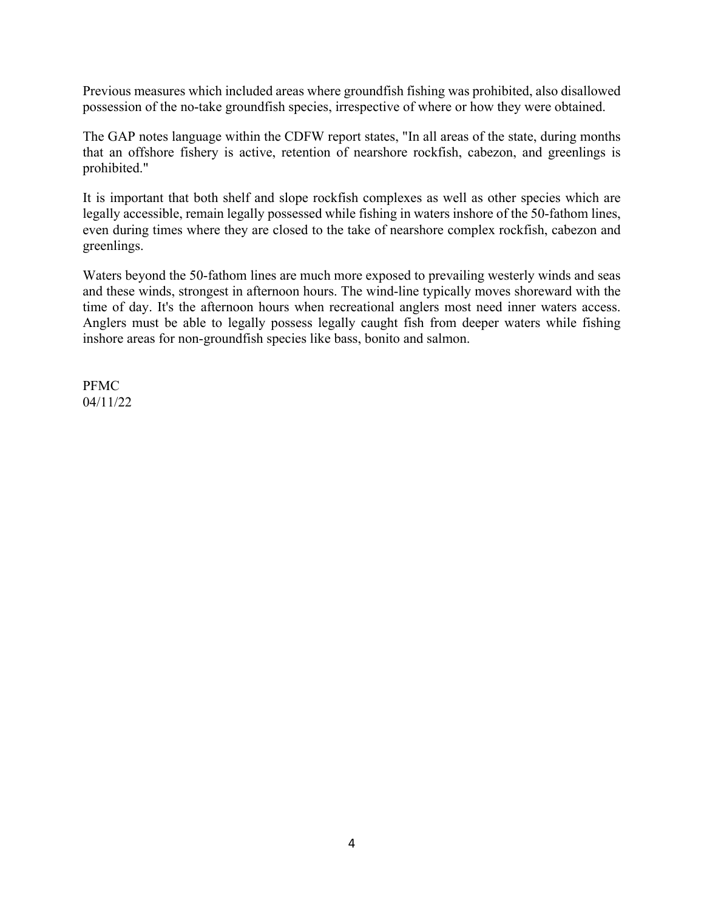Previous measures which included areas where groundfish fishing was prohibited, also disallowed possession of the no-take groundfish species, irrespective of where or how they were obtained.

The GAP notes language within the CDFW report states, "In all areas of the state, during months that an offshore fishery is active, retention of nearshore rockfish, cabezon, and greenlings is prohibited."

It is important that both shelf and slope rockfish complexes as well as other species which are legally accessible, remain legally possessed while fishing in waters inshore of the 50-fathom lines, even during times where they are closed to the take of nearshore complex rockfish, cabezon and greenlings.

Waters beyond the 50-fathom lines are much more exposed to prevailing westerly winds and seas and these winds, strongest in afternoon hours. The wind-line typically moves shoreward with the time of day. It's the afternoon hours when recreational anglers most need inner waters access. Anglers must be able to legally possess legally caught fish from deeper waters while fishing inshore areas for non-groundfish species like bass, bonito and salmon.

PFMC
04/11/22